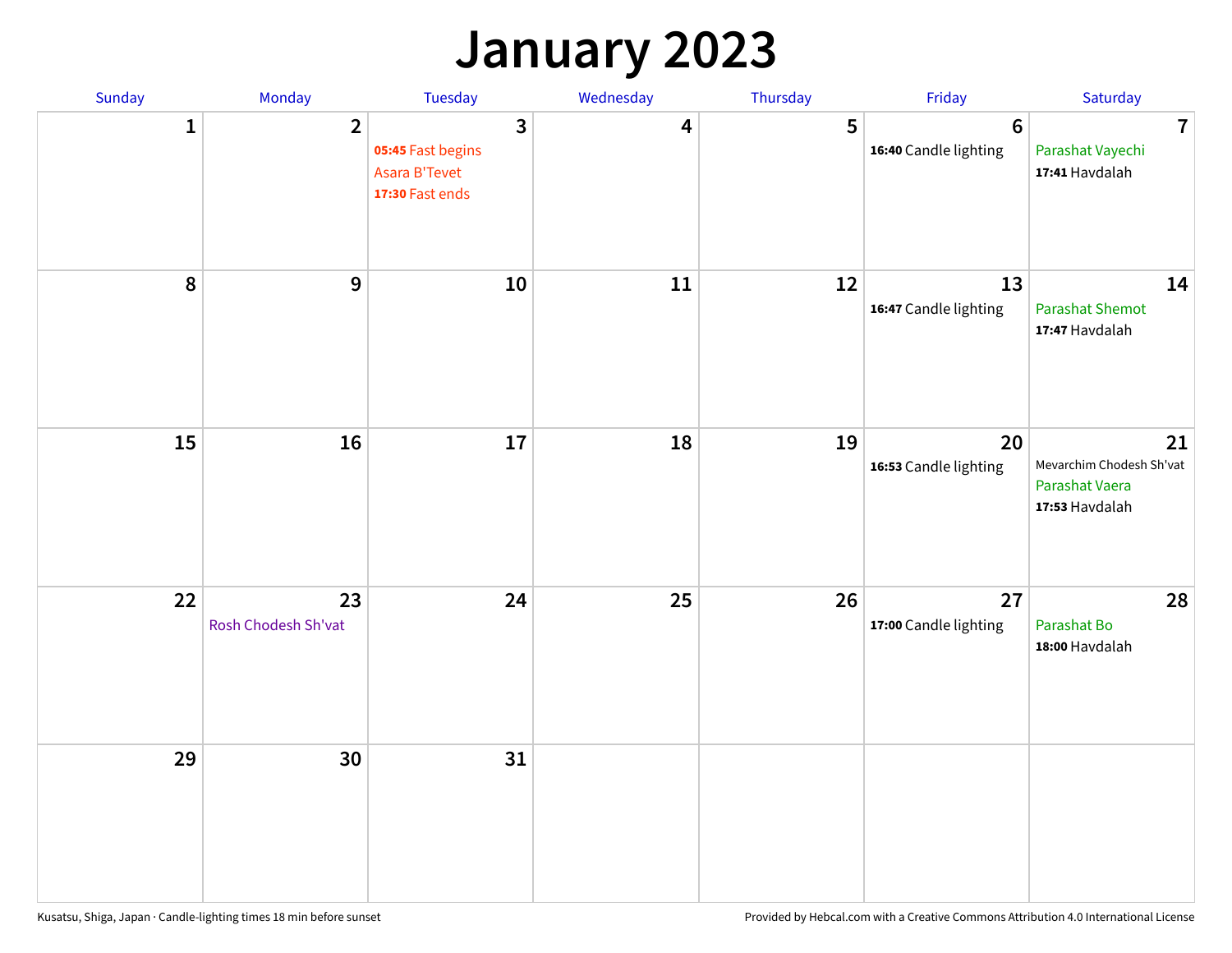# January 2023

| Sunday | Monday | Tuesday | Wednesday | Thursday | Friday | Saturday |
|---|---|---|---|---|---|---|
| 1 | 2 | 3<br>**05:45** Fast begins<br>Asara B'Tevet<br>**17:30** Fast ends | 4 | 5 | 6<br>**16:40** Candle lighting | 7<br>Parashat Vayechi<br>**17:41** Havdalah |
| 8 | 9 | 10 | 11 | 12 | 13<br>**16:47** Candle lighting | 14<br>Parashat Shemot<br>**17:47** Havdalah |
| 15 | 16 | 17 | 18 | 19 | 20<br>**16:53** Candle lighting | 21<br>Mevarchim Chodesh Sh'vat<br>Parashat Vaera<br>**17:53** Havdalah |
| 22 | 23<br>Rosh Chodesh Sh'vat | 24 | 25 | 26 | 27<br>**17:00** Candle lighting | 28<br>Parashat Bo<br>**18:00** Havdalah |
| 29 | 30 | 31 | | | | |

Kusatsu, Shiga, Japan · Candle-lighting times 18 min before sunset

Provided by Hebcal.com with a Creative Commons Attribution 4.0 International License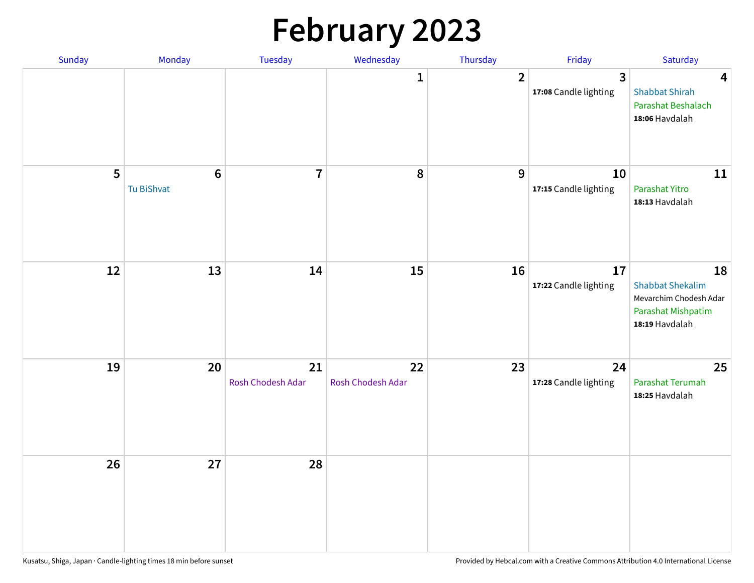# February 2023

| Sunday | Monday | Tuesday | Wednesday | Thursday | Friday | Saturday |
|---|---|---|---|---|---|---|
| | | | 1 | 2 | 3<br>**17:08** Candle lighting | 4<br>Shabbat Shirah<br>Parashat Beshalach<br>**18:06** Havdalah |
| 5 | 6<br>Tu BiShvat | 7 | 8 | 9 | 10<br>**17:15** Candle lighting | 11<br>Parashat Yitro<br>**18:13** Havdalah |
| 12 | 13 | 14 | 15 | 16 | 17<br>**17:22** Candle lighting | 18<br>Shabbat Shekalim<br>Mevarchim Chodesh Adar<br>Parashat Mishpatim<br>**18:19** Havdalah |
| 19 | 20 | 21<br>Rosh Chodesh Adar | 22<br>Rosh Chodesh Adar | 23 | 24<br>**17:28** Candle lighting | 25<br>Parashat Terumah<br>**18:25** Havdalah |
| 26 | 27 | 28 | | | | |

Kusatsu, Shiga, Japan · Candle-lighting times 18 min before sunset

Provided by Hebcal.com with a Creative Commons Attribution 4.0 International License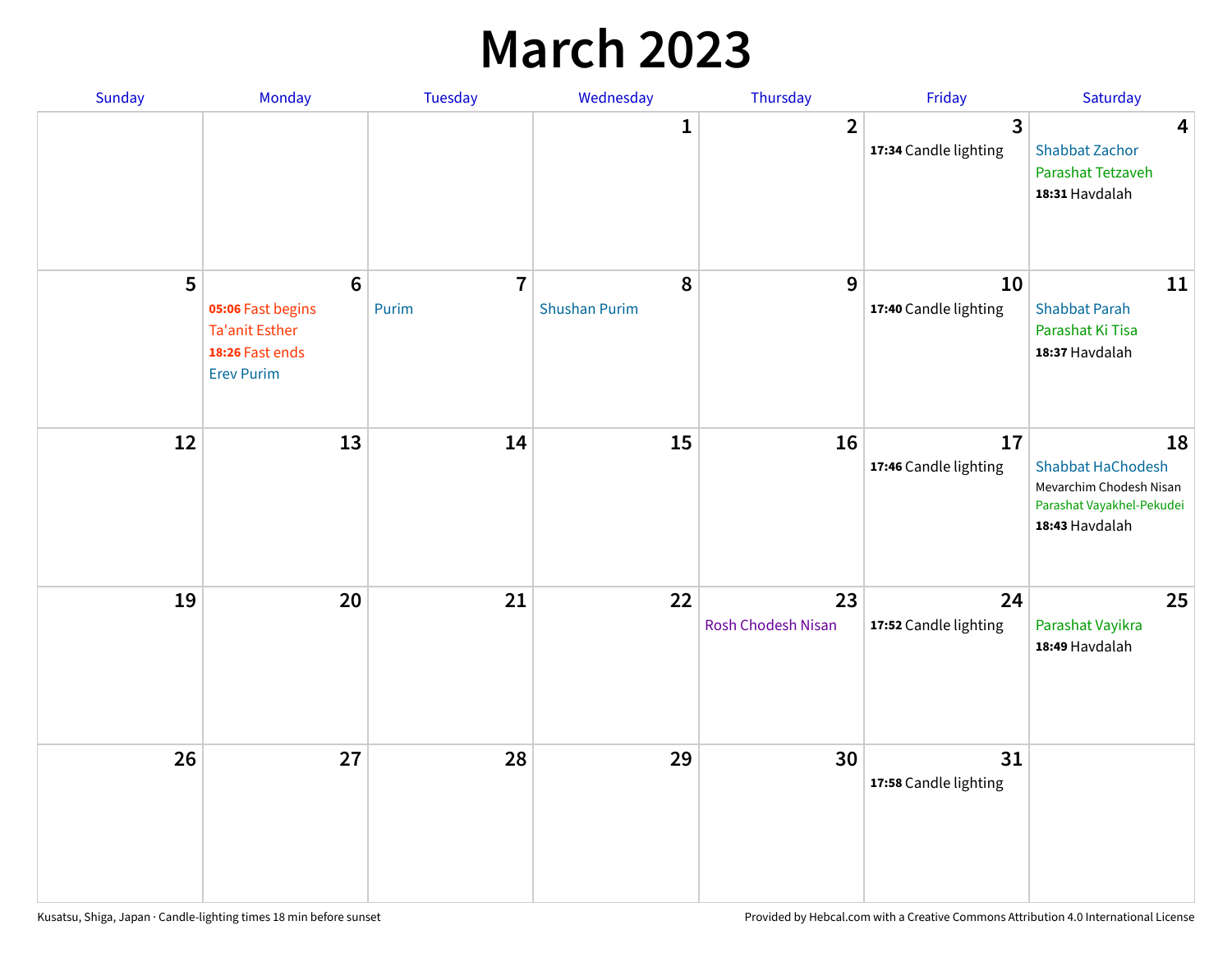# March 2023

| Sunday | Monday | Tuesday | Wednesday | Thursday | Friday | Saturday |
|---|---|---|---|---|---|---|
| | | | 1 | 2 | 3<br>**17:34** Candle lighting | 4<br>Shabbat Zachor<br>Parashat Tetzaveh<br>**18:31** Havdalah |
| 5 | 6<br>**05:06** Fast begins<br>Ta'anit Esther<br>**18:26** Fast ends<br>Erev Purim | 7<br>Purim | 8<br>Shushan Purim | 9 | 10<br>**17:40** Candle lighting | 11<br>Shabbat Parah<br>Parashat Ki Tisa<br>**18:37** Havdalah |
| 12 | 13 | 14 | 15 | 16 | 17<br>**17:46** Candle lighting | 18<br>Shabbat HaChodesh<br>Mevarchim Chodesh Nisan<br>Parashat Vayakhel-Pekudei<br>**18:43** Havdalah |
| 19 | 20 | 21 | 22 | 23<br>Rosh Chodesh Nisan | 24<br>**17:52** Candle lighting | 25<br>Parashat Vayikra<br>**18:49** Havdalah |
| 26 | 27 | 28 | 29 | 30 | 31<br>**17:58** Candle lighting | |

Kusatsu, Shiga, Japan · Candle-lighting times 18 min before sunset

Provided by Hebcal.com with a Creative Commons Attribution 4.0 International License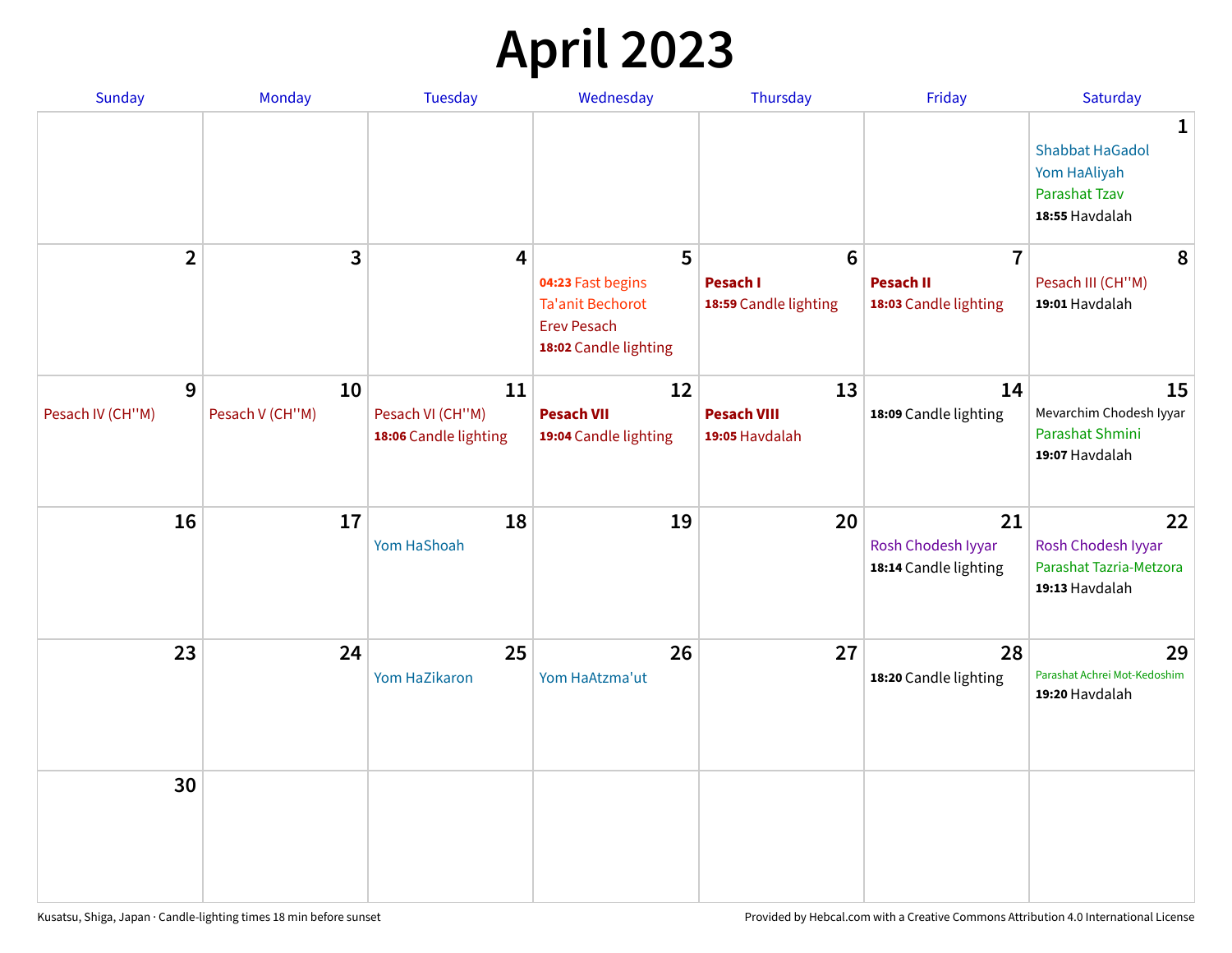# April 2023

| Sunday | Monday | Tuesday | Wednesday | Thursday | Friday | Saturday |
|---|---|---|---|---|---|---|
| | | | | | | **1** Shabbat HaGadol<br>Yom HaAliyah<br>Parashat Tzav<br>**18:55** Havdalah |
| **2** | **3** | **4** | **5** **04:23** Fast begins<br>Ta'anit Bechorot<br>Erev Pesach<br>**18:02** Candle lighting | **6** **Pesach I**<br>**18:59** Candle lighting | **7** **Pesach II**<br>**18:03** Candle lighting | **8** Pesach III (CH''M)<br>**19:01** Havdalah |
| **9** Pesach IV (CH''M) | **10** Pesach V (CH''M) | **11** Pesach VI (CH''M)<br>**18:06** Candle lighting | **12** **Pesach VII**<br>**19:04** Candle lighting | **13** **Pesach VIII**<br>**19:05** Havdalah | **14** **18:09** Candle lighting | **15** Mevarchim Chodesh Iyyar<br>Parashat Shmini<br>**19:07** Havdalah |
| **16** | **17** | **18** Yom HaShoah | **19** | **20** | **21** Rosh Chodesh Iyyar<br>**18:14** Candle lighting | **22** Rosh Chodesh Iyyar<br>Parashat Tazria-Metzora<br>**19:13** Havdalah |
| **23** | **24** | **25** Yom HaZikaron | **26** Yom HaAtzma'ut | **27** | **28** **18:20** Candle lighting | **29** Parashat Achrei Mot-Kedoshim<br>**19:20** Havdalah |
| **30** | | | | | | |

Kusatsu, Shiga, Japan · Candle-lighting times 18 min before sunset

Provided by Hebcal.com with a Creative Commons Attribution 4.0 International License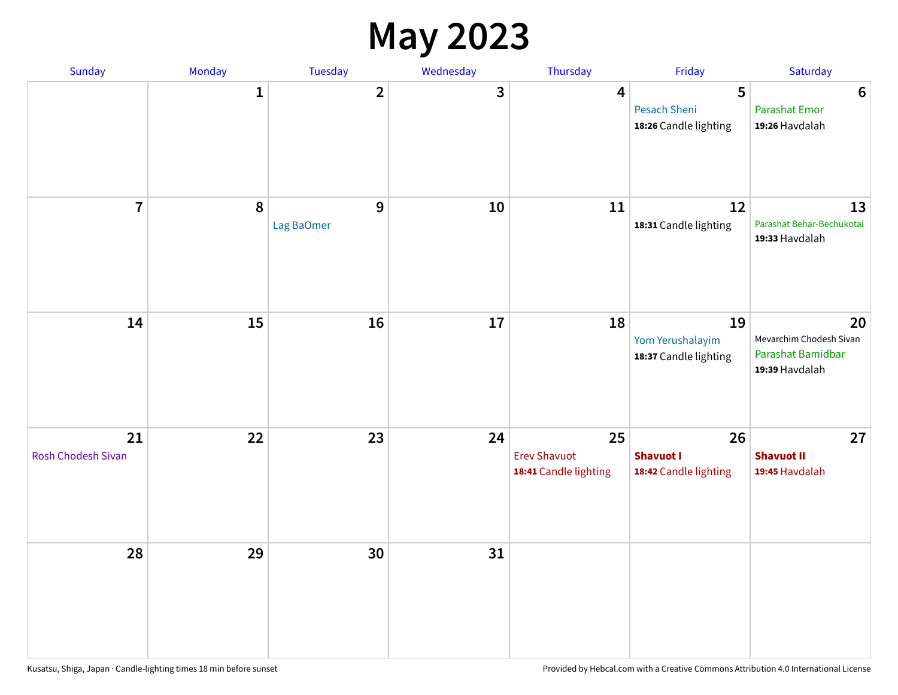# May 2023

| Sunday | Monday | Tuesday | Wednesday | Thursday | Friday | Saturday |
|---|---|---|---|---|---|---|
| | 1 | 2 | 3 | 4 | 5<br>Pesach Sheni<br>**18:26** Candle lighting | 6<br>Parashat Emor<br>**19:26** Havdalah |
| 7 | 8 | 9<br>Lag BaOmer | 10 | 11 | 12<br>**18:31** Candle lighting | 13<br>Parashat Behar-Bechukotai<br>**19:33** Havdalah |
| 14 | 15 | 16 | 17 | 18 | 19<br>Yom Yerushalayim<br>**18:37** Candle lighting | 20<br>Mevarchim Chodesh Sivan<br>Parashat Bamidbar<br>**19:39** Havdalah |
| 21<br>Rosh Chodesh Sivan | 22 | 23 | 24 | 25<br>Erev Shavuot<br>**18:41** Candle lighting | 26<br>**Shavuot I**<br>**18:42** Candle lighting | 27<br>**Shavuot II**<br>**19:45** Havdalah |
| 28 | 29 | 30 | 31 | | | |

Kusatsu, Shiga, Japan · Candle-lighting times 18 min before sunset

Provided by Hebcal.com with a Creative Commons Attribution 4.0 International License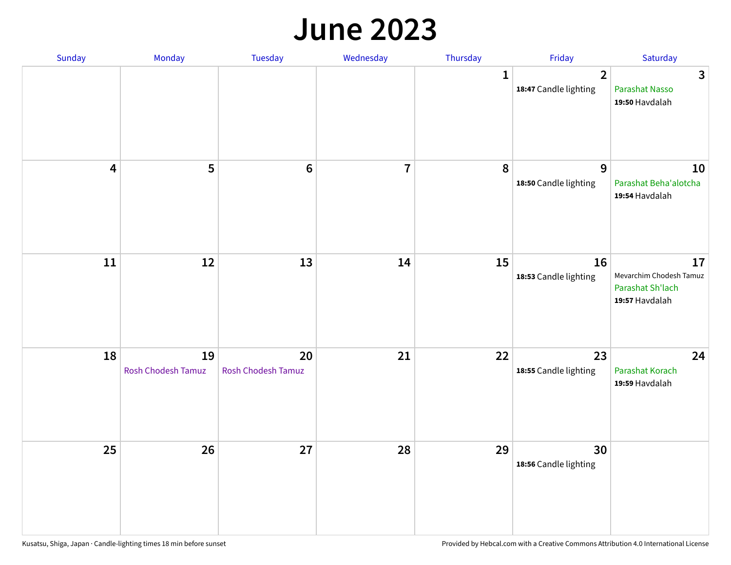# June 2023

| Sunday | Monday | Tuesday | Wednesday | Thursday | Friday | Saturday |
|---|---|---|---|---|---|---|
| | | | | 1 | 2<br>**18:47** Candle lighting | 3<br>Parashat Nasso<br>**19:50** Havdalah |
| 4 | 5 | 6 | 7 | 8 | 9<br>**18:50** Candle lighting | 10<br>Parashat Beha'alotcha<br>**19:54** Havdalah |
| 11 | 12 | 13 | 14 | 15 | 16<br>**18:53** Candle lighting | 17<br>Mevarchim Chodesh Tamuz<br>Parashat Sh'lach<br>**19:57** Havdalah |
| 18 | 19<br>Rosh Chodesh Tamuz | 20<br>Rosh Chodesh Tamuz | 21 | 22 | 23<br>**18:55** Candle lighting | 24<br>Parashat Korach<br>**19:59** Havdalah |
| 25 | 26 | 27 | 28 | 29 | 30<br>**18:56** Candle lighting | |

Kusatsu, Shiga, Japan · Candle-lighting times 18 min before sunset

Provided by Hebcal.com with a Creative Commons Attribution 4.0 International License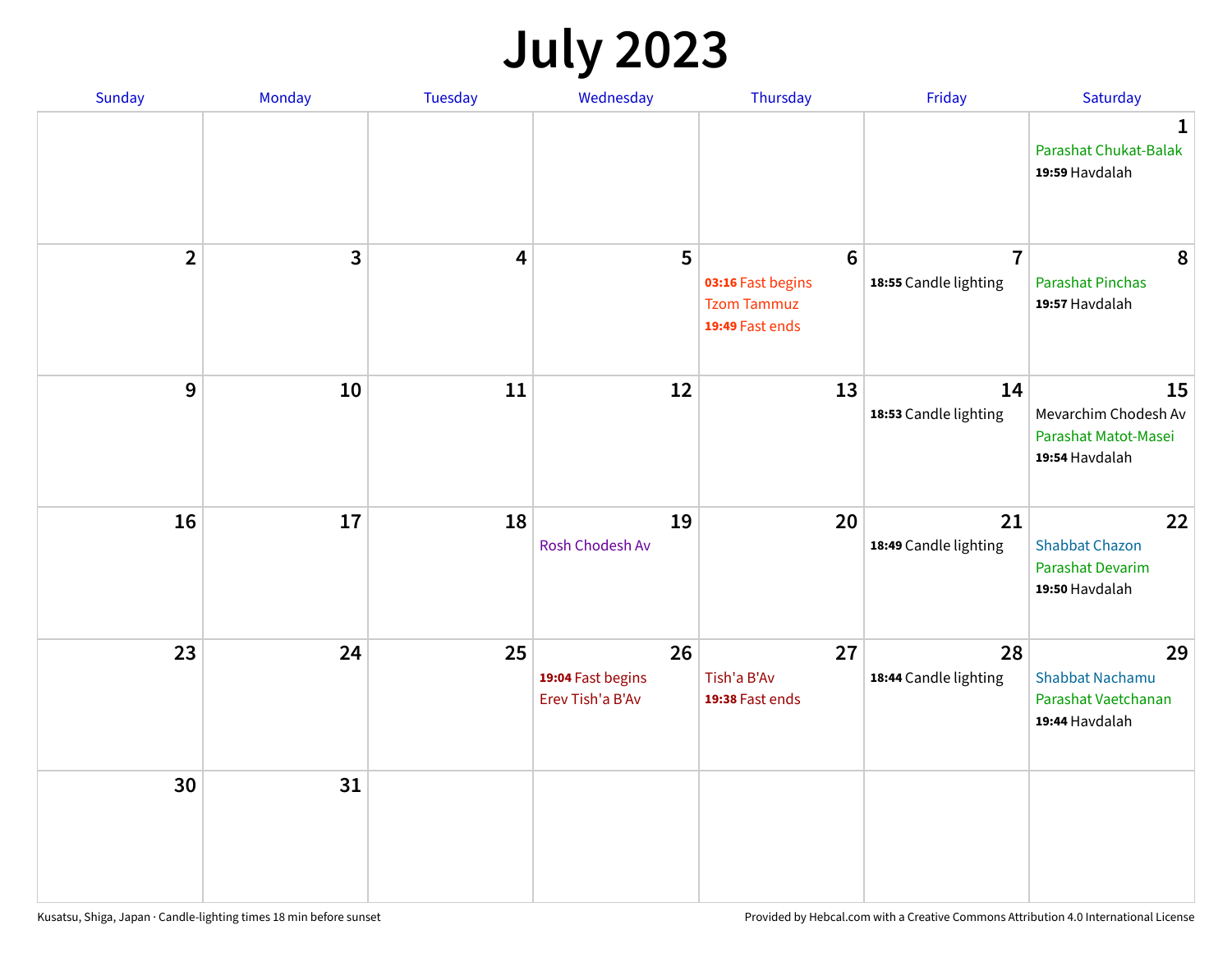# July 2023

| Sunday | Monday | Tuesday | Wednesday | Thursday | Friday | Saturday |
|---|---|---|---|---|---|---|
| | | | | | | **1** Parashat Chukat-Balak **19:59** Havdalah |
| **2** | **3** | **4** | **5** | **6** **03:16** Fast begins Tzom Tammuz **19:49** Fast ends | **7** **18:55** Candle lighting | **8** Parashat Pinchas **19:57** Havdalah |
| **9** | **10** | **11** | **12** | **13** | **14** **18:53** Candle lighting | **15** Mevarchim Chodesh Av Parashat Matot-Masei **19:54** Havdalah |
| **16** | **17** | **18** | **19** Rosh Chodesh Av | **20** | **21** **18:49** Candle lighting | **22** Shabbat Chazon Parashat Devarim **19:50** Havdalah |
| **23** | **24** | **25** | **26** **19:04** Fast begins Erev Tish'a B'Av | **27** Tish'a B'Av **19:38** Fast ends | **28** **18:44** Candle lighting | **29** Shabbat Nachamu Parashat Vaetchanan **19:44** Havdalah |
| **30** | **31** | | | | | |

Kusatsu, Shiga, Japan · Candle-lighting times 18 min before sunset

Provided by Hebcal.com with a Creative Commons Attribution 4.0 International License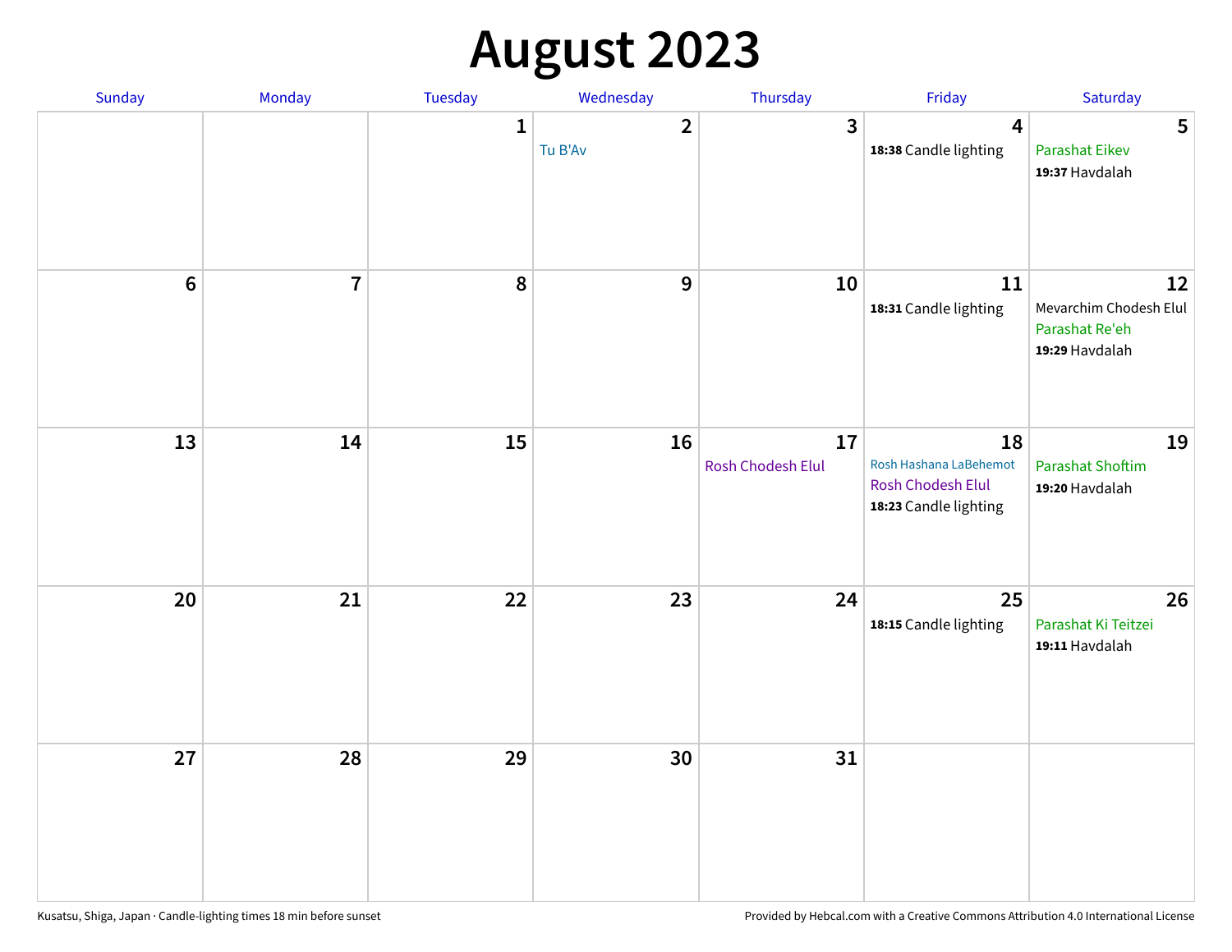# August 2023

| Sunday | Monday | Tuesday | Wednesday | Thursday | Friday | Saturday |
|---|---|---|---|---|---|---|
| | | 1 | 2 Tu B'Av | 3 | 4 **18:38** Candle lighting | 5 Parashat Eikev **19:37** Havdalah |
| 6 | 7 | 8 | 9 | 10 | 11 **18:31** Candle lighting | 12 Mevarchim Chodesh Elul Parashat Re'eh **19:29** Havdalah |
| 13 | 14 | 15 | 16 | 17 Rosh Chodesh Elul | 18 Rosh Hashana LaBehemot Rosh Chodesh Elul **18:23** Candle lighting | 19 Parashat Shoftim **19:20** Havdalah |
| 20 | 21 | 22 | 23 | 24 | 25 **18:15** Candle lighting | 26 Parashat Ki Teitzei **19:11** Havdalah |
| 27 | 28 | 29 | 30 | 31 | | |

Kusatsu, Shiga, Japan · Candle-lighting times 18 min before sunset

Provided by Hebcal.com with a Creative Commons Attribution 4.0 International License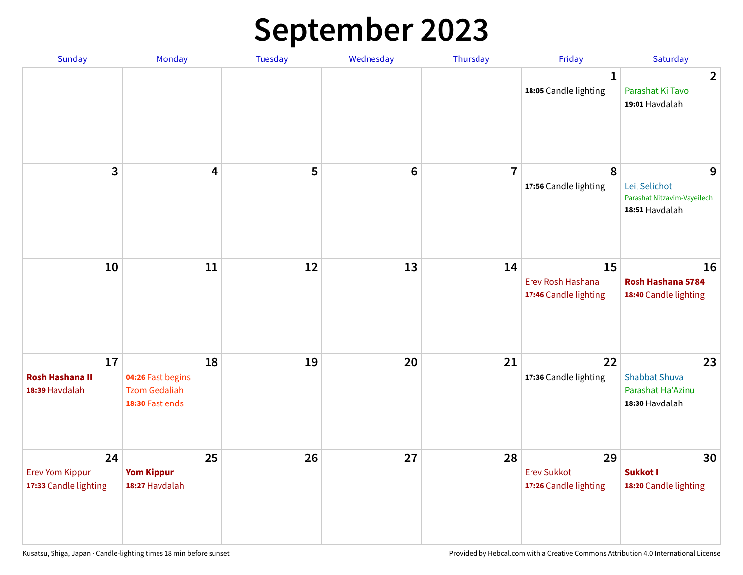# September 2023

| Sunday | Monday | Tuesday | Wednesday | Thursday | Friday | Saturday |
|---|---|---|---|---|---|---|
| | | | | | **1**<br>**18:05** Candle lighting | **2**<br>Parashat Ki Tavo<br>**19:01** Havdalah |
| **3** | **4** | **5** | **6** | **7** | **8**<br>**17:56** Candle lighting | **9**<br>Leil Selichot<br>Parashat Nitzavim-Vayeilech<br>**18:51** Havdalah |
| **10** | **11** | **12** | **13** | **14** | **15**<br>Erev Rosh Hashana<br>**17:46** Candle lighting | **16**<br>**Rosh Hashana 5784**<br>**18:40** Candle lighting |
| **17**<br>**Rosh Hashana II**<br>**18:39** Havdalah | **18**<br>**04:26** Fast begins<br>Tzom Gedaliah<br>**18:30** Fast ends | **19** | **20** | **21** | **22**<br>**17:36** Candle lighting | **23**<br>Shabbat Shuva<br>Parashat Ha'Azinu<br>**18:30** Havdalah |
| **24**<br>Erev Yom Kippur<br>**17:33** Candle lighting | **25**<br>**Yom Kippur**<br>**18:27** Havdalah | **26** | **27** | **28** | **29**<br>Erev Sukkot<br>**17:26** Candle lighting | **30**<br>**Sukkot I**<br>**18:20** Candle lighting |

Kusatsu, Shiga, Japan · Candle-lighting times 18 min before sunset

Provided by Hebcal.com with a Creative Commons Attribution 4.0 International License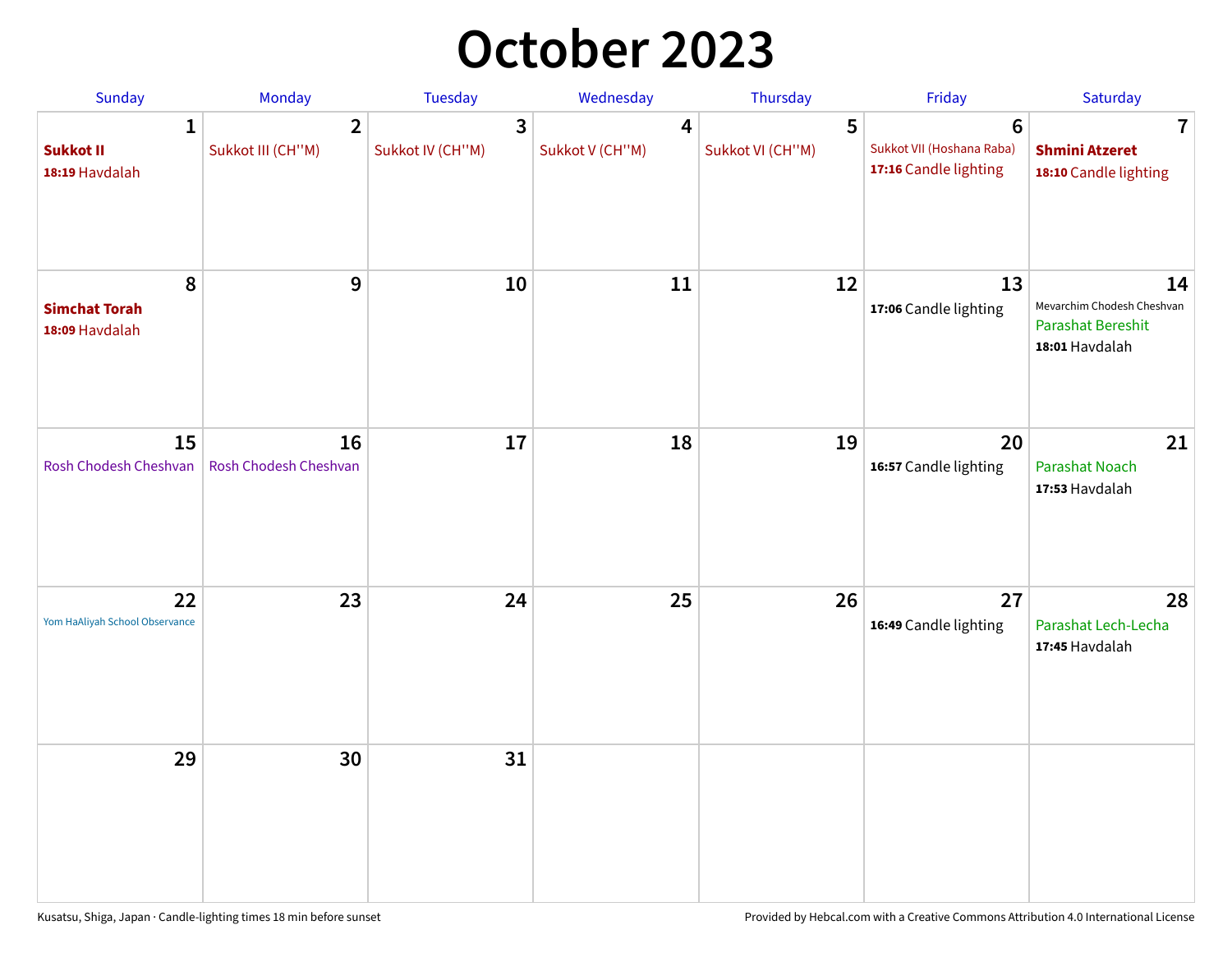# October 2023

| Sunday | Monday | Tuesday | Wednesday | Thursday | Friday | Saturday |
|---|---|---|---|---|---|---|
| **1** **Sukkot II** **18:19** Havdalah | **2** Sukkot III (CH''M) | **3** Sukkot IV (CH''M) | **4** Sukkot V (CH''M) | **5** Sukkot VI (CH''M) | **6** Sukkot VII (Hoshana Raba) **17:16** Candle lighting | **7** **Shmini Atzeret** **18:10** Candle lighting |
| **8** **Simchat Torah** **18:09** Havdalah | **9** | **10** | **11** | **12** | **13** **17:06** Candle lighting | **14** Mevarchim Chodesh Cheshvan Parashat Bereshit **18:01** Havdalah |
| **15** Rosh Chodesh Cheshvan | **16** Rosh Chodesh Cheshvan | **17** | **18** | **19** | **20** **16:57** Candle lighting | **21** Parashat Noach **17:53** Havdalah |
| **22** Yom HaAliyah School Observance | **23** | **24** | **25** | **26** | **27** **16:49** Candle lighting | **28** Parashat Lech-Lecha **17:45** Havdalah |
| **29** | **30** | **31** | | | | |

Kusatsu, Shiga, Japan · Candle-lighting times 18 min before sunset

Provided by Hebcal.com with a Creative Commons Attribution 4.0 International License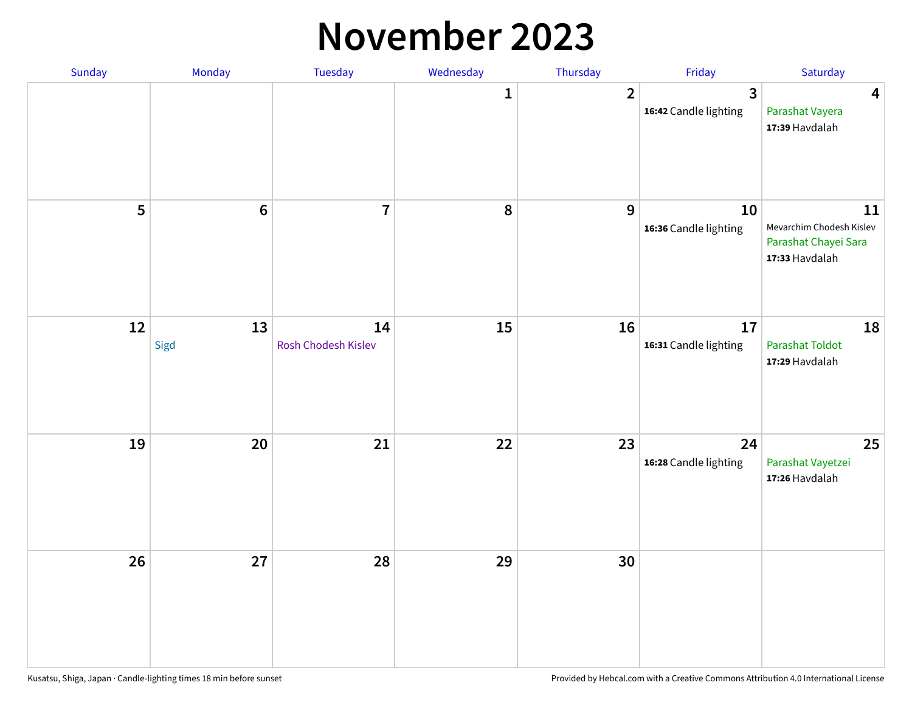# November 2023

| Sunday | Monday | Tuesday | Wednesday | Thursday | Friday | Saturday |
|---|---|---|---|---|---|---|
| | | | 1 | 2 | 3<br>**16:42** Candle lighting | 4<br>Parashat Vayera<br>**17:39** Havdalah |
| 5 | 6 | 7 | 8 | 9 | 10<br>**16:36** Candle lighting | 11<br>Mevarchim Chodesh Kislev<br>Parashat Chayei Sara<br>**17:33** Havdalah |
| 12 | 13<br>Sigd | 14<br>Rosh Chodesh Kislev | 15 | 16 | 17<br>**16:31** Candle lighting | 18<br>Parashat Toldot<br>**17:29** Havdalah |
| 19 | 20 | 21 | 22 | 23 | 24<br>**16:28** Candle lighting | 25<br>Parashat Vayetzei<br>**17:26** Havdalah |
| 26 | 27 | 28 | 29 | 30 | | |

Kusatsu, Shiga, Japan · Candle-lighting times 18 min before sunset

Provided by Hebcal.com with a Creative Commons Attribution 4.0 International License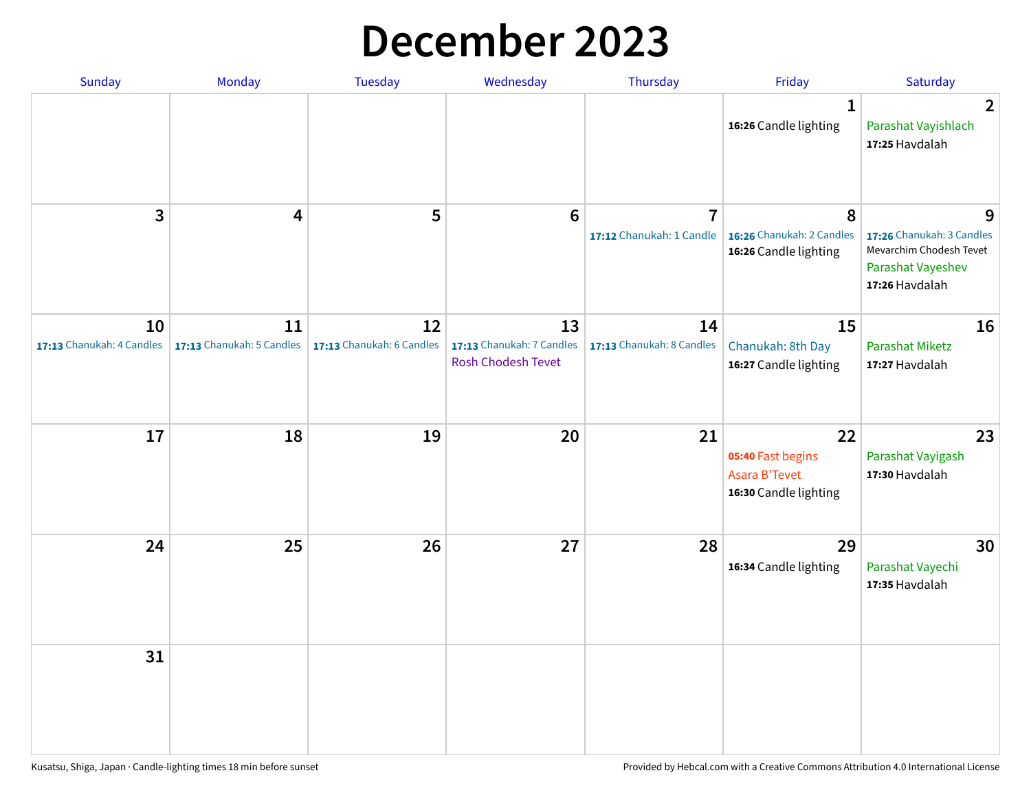# December 2023

| Sunday | Monday | Tuesday | Wednesday | Thursday | Friday | Saturday |
| --- | --- | --- | --- | --- | --- | --- |
| | | | | | 1<br>**16:26** Candle lighting | 2<br>Parashat Vayishlach<br>**17:25** Havdalah |
| 3 | 4 | 5 | 6 | 7<br>**17:12** Chanukah: 1 Candle | 8<br>**16:26** Chanukah: 2 Candles<br>**16:26** Candle lighting | 9<br>**17:26** Chanukah: 3 Candles<br>Mevarchim Chodesh Tevet<br>Parashat Vayeshev<br>**17:26** Havdalah |
| 10<br>**17:13** Chanukah: 4 Candles | 11<br>**17:13** Chanukah: 5 Candles | 12<br>**17:13** Chanukah: 6 Candles | 13<br>**17:13** Chanukah: 7 Candles<br>Rosh Chodesh Tevet | 14<br>**17:13** Chanukah: 8 Candles | 15<br>Chanukah: 8th Day<br>**16:27** Candle lighting | 16<br>Parashat Miketz<br>**17:27** Havdalah |
| 17 | 18 | 19 | 20 | 21 | 22<br>**05:40** Fast begins<br>Asara B'Tevet<br>**16:30** Candle lighting | 23<br>Parashat Vayigash<br>**17:30** Havdalah |
| 24 | 25 | 26 | 27 | 28 | 29<br>**16:34** Candle lighting | 30<br>Parashat Vayechi<br>**17:35** Havdalah |
| 31 | | | | | | |

Kusatsu, Shiga, Japan · Candle-lighting times 18 min before sunset

Provided by Hebcal.com with a Creative Commons Attribution 4.0 International License